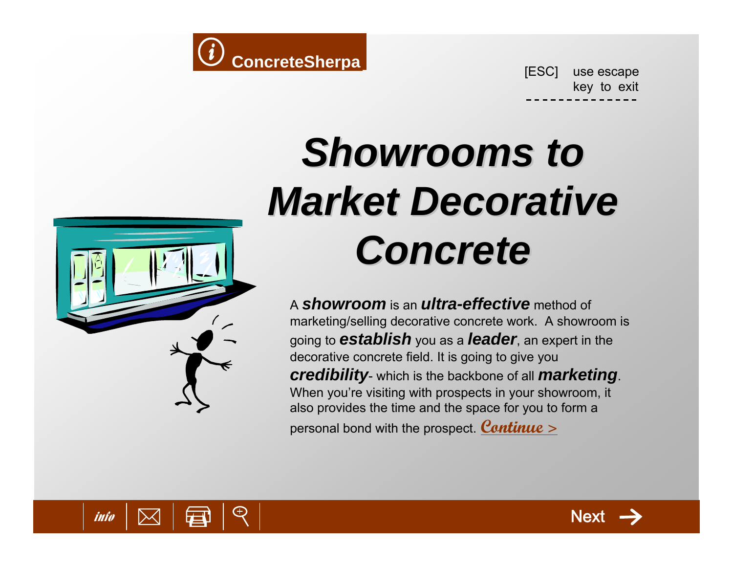ConcreteSharpa

[ESC] use escape key to exit

# Showrooms to Market Decorative Concrete

A ***showroom*** is an ***ultra-effective*** method of marketing/selling decorative concrete work. A showroom is going to ***establish*** you as a ***leader***, an expert in the decorative concrete field. It is going to give you ***credibility***- which is the backbone of all ***marketing***. When you're visiting with prospects in your showroom, it also provides the time and the space for you to form a personal bond with the prospect. Continue >

info

Next →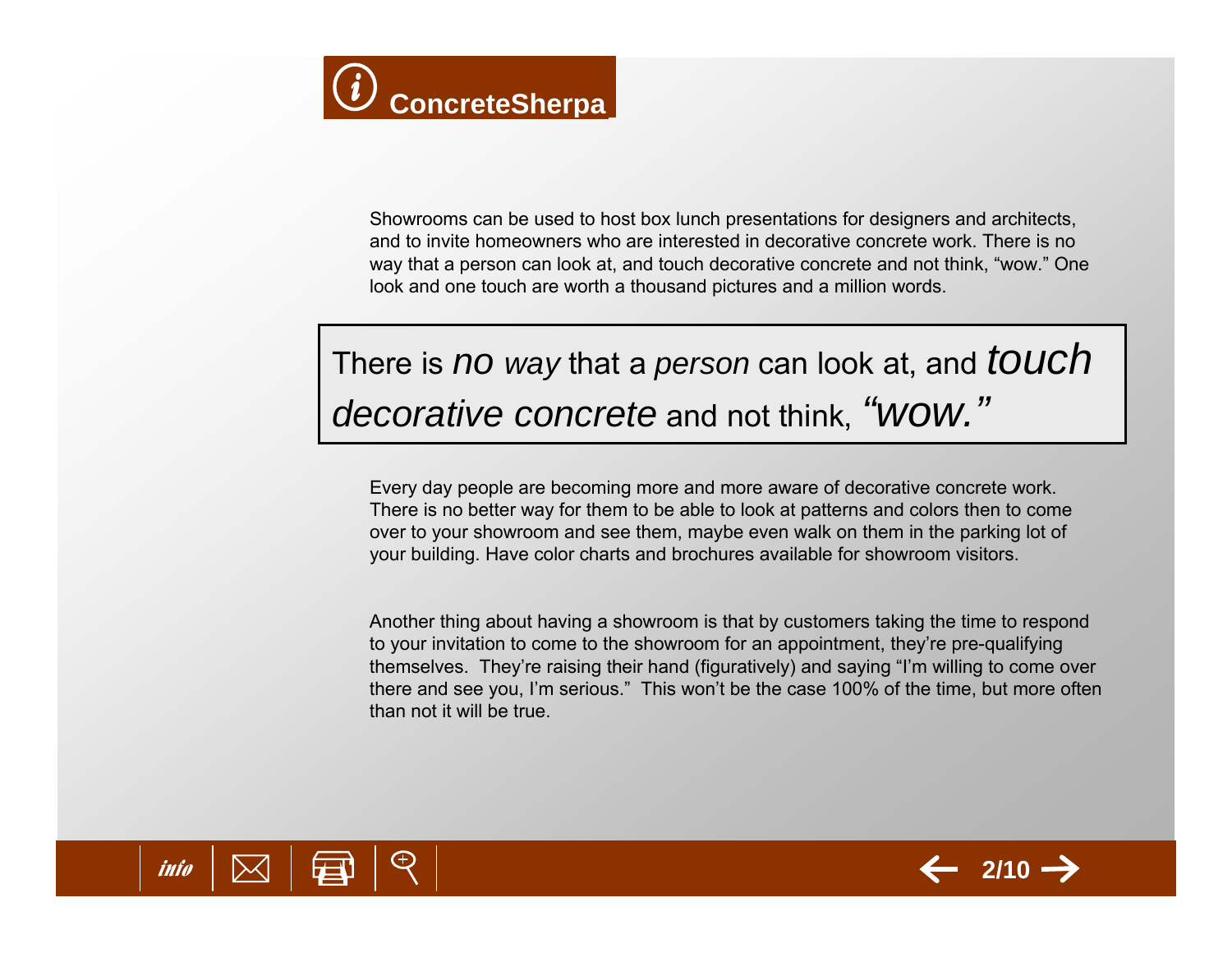Showrooms can be used to host box lunch presentations for designers and architects, and to invite homeowners who are interested in decorative concrete work. There is no way that a person can look at, and touch decorative concrete and not think, "wow." One look and one touch are worth a thousand pictures and a million words.

> There is *no way* that a *person* can look at, and *touch decorative concrete* and not think, *"wow."*

Every day people are becoming more and more aware of decorative concrete work. There is no better way for them to be able to look at patterns and colors then to come over to your showroom and see them, maybe even walk on them in the parking lot of your building. Have color charts and brochures available for showroom visitors.

Another thing about having a showroom is that by customers taking the time to respond to your invitation to come to the showroom for an appointment, they're pre-qualifying themselves. They're raising their hand (figuratively) and saying "I'm willing to come over there and see you, I'm serious." This won't be the case 100% of the time, but more often than not it will be true.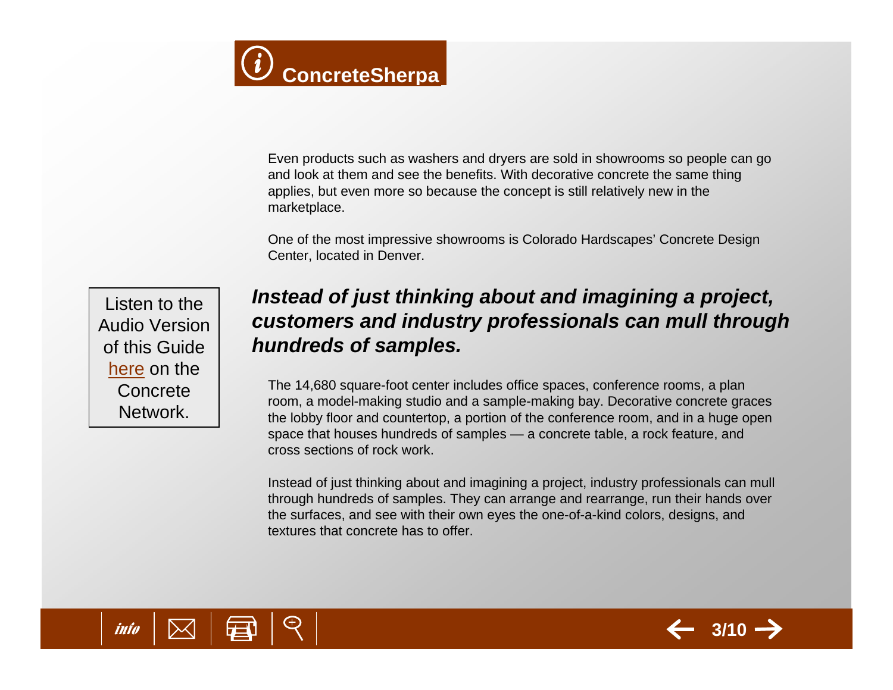Even products such as washers and dryers are sold in showrooms so people can go and look at them and see the benefits. With decorative concrete the same thing applies, but even more so because the concept is still relatively new in the marketplace.

One of the most impressive showrooms is Colorado Hardscapes' Concrete Design Center, located in Denver.

Listen to the Audio Version of this Guide here on the Concrete Network.

***Instead of just thinking about and imagining a project, customers and industry professionals can mull through hundreds of samples.***

The 14,680 square-foot center includes office spaces, conference rooms, a plan room, a model-making studio and a sample-making bay. Decorative concrete graces the lobby floor and countertop, a portion of the conference room, and in a huge open space that houses hundreds of samples — a concrete table, a rock feature, and cross sections of rock work.

Instead of just thinking about and imagining a project, industry professionals can mull through hundreds of samples. They can arrange and rearrange, run their hands over the surfaces, and see with their own eyes the one-of-a-kind colors, designs, and textures that concrete has to offer.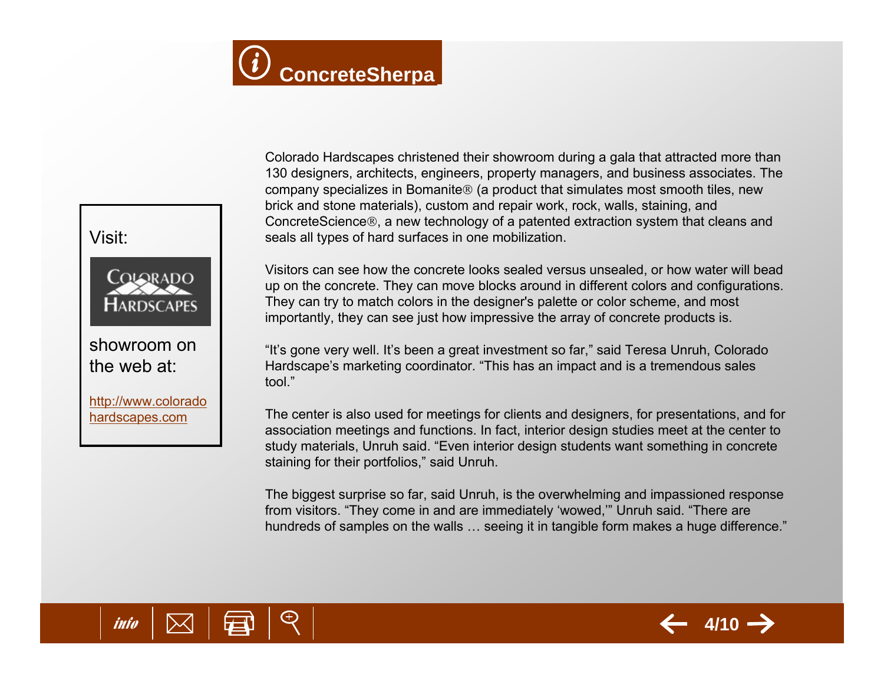Colorado Hardscapes christened their showroom during a gala that attracted more than 130 designers, architects, engineers, property managers, and business associates. The company specializes in Bomanite® (a product that simulates most smooth tiles, new brick and stone materials), custom and repair work, rock, walls, staining, and ConcreteScience®, a new technology of a patented extraction system that cleans and seals all types of hard surfaces in one mobilization.

Visitors can see how the concrete looks sealed versus unsealed, or how water will bead up on the concrete. They can move blocks around in different colors and configurations. They can try to match colors in the designer's palette or color scheme, and most importantly, they can see just how impressive the array of concrete products is.

“It’s gone very well. It’s been a great investment so far,” said Teresa Unruh, Colorado Hardscape’s marketing coordinator. “This has an impact and is a tremendous sales tool.”

The center is also used for meetings for clients and designers, for presentations, and for association meetings and functions. In fact, interior design studies meet at the center to study materials, Unruh said. “Even interior design students want something in concrete staining for their portfolios,” said Unruh.

The biggest surprise so far, said Unruh, is the overwhelming and impassioned response from visitors. “They come in and are immediately ‘wowed,’” Unruh said. “There are hundreds of samples on the walls … seeing it in tangible form makes a huge difference.”

Visit: Colorado Hardscapes showroom on the web at: [http://www.coloradohardscapes.com](http://www.coloradohardscapes.com)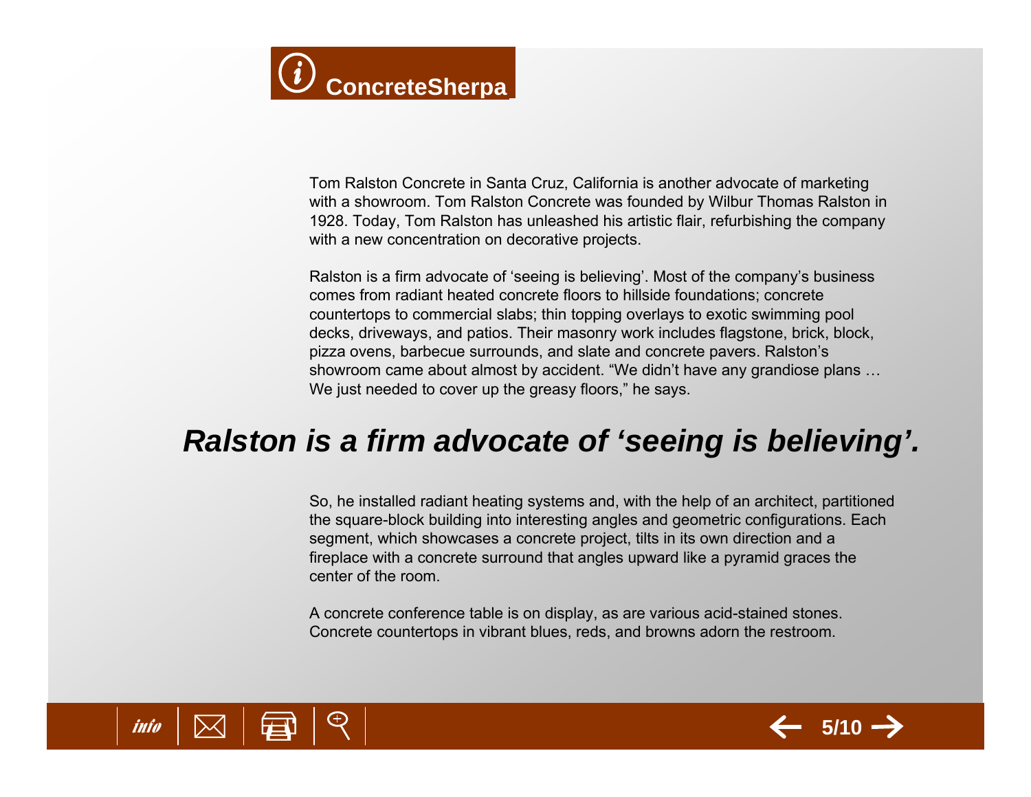Tom Ralston Concrete in Santa Cruz, California is another advocate of marketing with a showroom. Tom Ralston Concrete was founded by Wilbur Thomas Ralston in 1928. Today, Tom Ralston has unleashed his artistic flair, refurbishing the company with a new concentration on decorative projects.

Ralston is a firm advocate of 'seeing is believing'. Most of the company's business comes from radiant heated concrete floors to hillside foundations; concrete countertops to commercial slabs; thin topping overlays to exotic swimming pool decks, driveways, and patios. Their masonry work includes flagstone, brick, block, pizza ovens, barbecue surrounds, and slate and concrete pavers. Ralston's showroom came about almost by accident. "We didn't have any grandiose plans … We just needed to cover up the greasy floors," he says.

***Ralston is a firm advocate of 'seeing is believing'.***

So, he installed radiant heating systems and, with the help of an architect, partitioned the square-block building into interesting angles and geometric configurations. Each segment, which showcases a concrete project, tilts in its own direction and a fireplace with a concrete surround that angles upward like a pyramid graces the center of the room.

A concrete conference table is on display, as are various acid-stained stones. Concrete countertops in vibrant blues, reds, and browns adorn the restroom.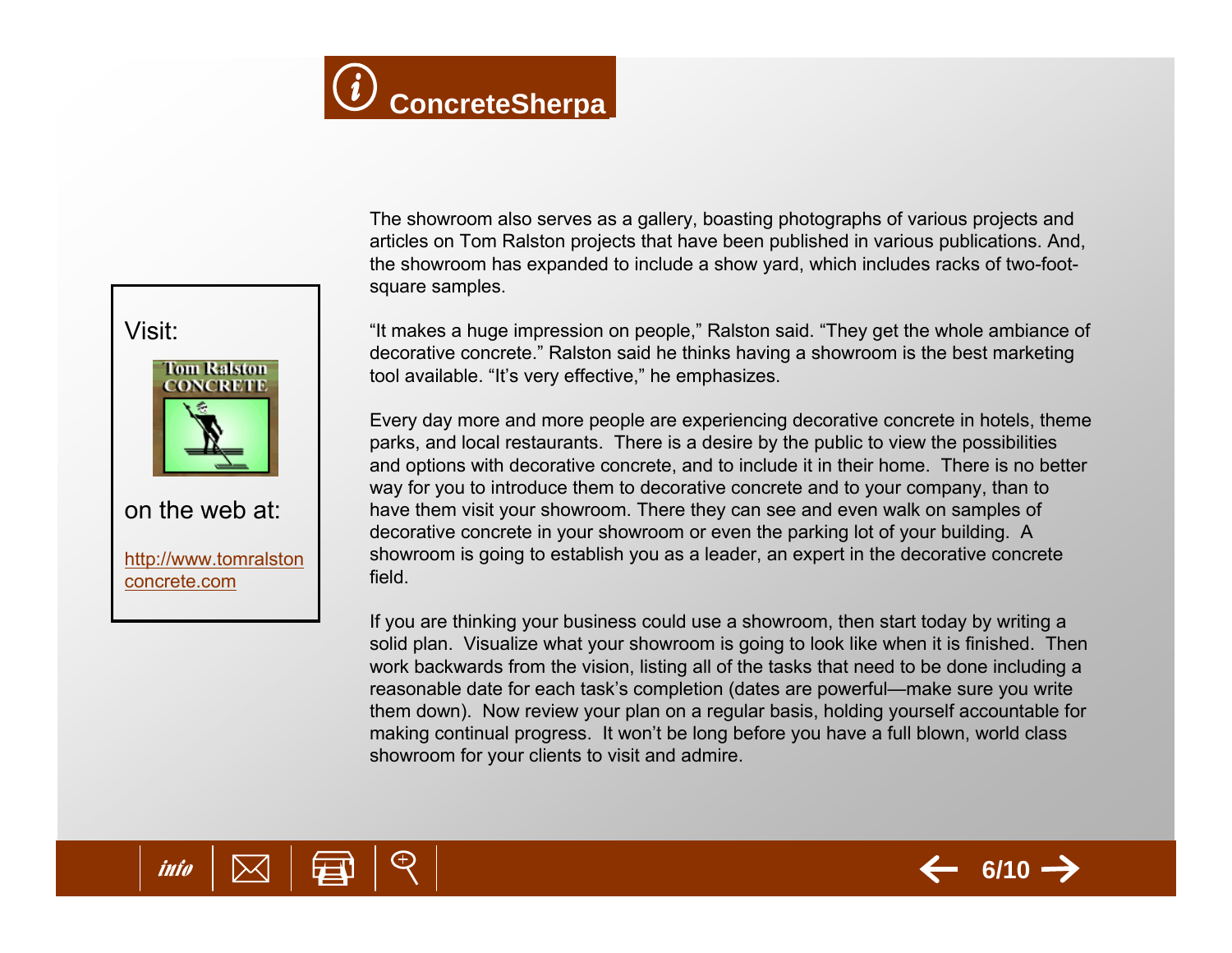Visit:

Tom Ralston CONCRETE

on the web at:

[http://www.tomralstonconcrete.com](http://www.tomralstonconcrete.com)

The showroom also serves as a gallery, boasting photographs of various projects and articles on Tom Ralston projects that have been published in various publications. And, the showroom has expanded to include a show yard, which includes racks of two-foot-square samples.

"It makes a huge impression on people," Ralston said. "They get the whole ambiance of decorative concrete." Ralston said he thinks having a showroom is the best marketing tool available. "It's very effective," he emphasizes.

Every day more and more people are experiencing decorative concrete in hotels, theme parks, and local restaurants. There is a desire by the public to view the possibilities and options with decorative concrete, and to include it in their home. There is no better way for you to introduce them to decorative concrete and to your company, than to have them visit your showroom. There they can see and even walk on samples of decorative concrete in your showroom or even the parking lot of your building. A showroom is going to establish you as a leader, an expert in the decorative concrete field.

If you are thinking your business could use a showroom, then start today by writing a solid plan. Visualize what your showroom is going to look like when it is finished. Then work backwards from the vision, listing all of the tasks that need to be done including a reasonable date for each task's completion (dates are powerful—make sure you write them down). Now review your plan on a regular basis, holding yourself accountable for making continual progress. It won't be long before you have a full blown, world class showroom for your clients to visit and admire.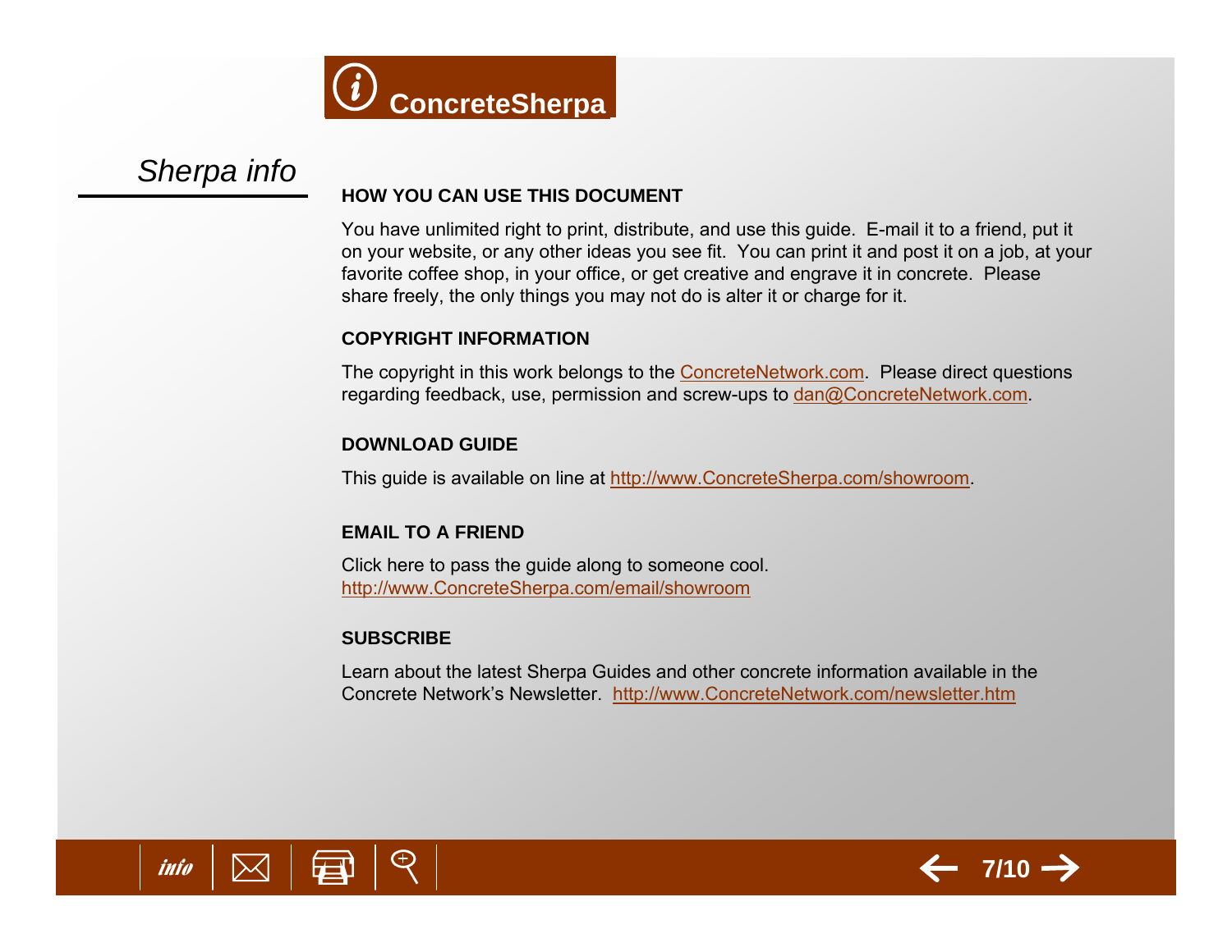# ConcreteSherpa

*Sherpa info*

## HOW YOU CAN USE THIS DOCUMENT

You have unlimited right to print, distribute, and use this guide. E-mail it to a friend, put it on your website, or any other ideas you see fit. You can print it and post it on a job, at your favorite coffee shop, in your office, or get creative and engrave it in concrete. Please share freely, the only things you may not do is alter it or charge for it.

## COPYRIGHT INFORMATION

The copyright in this work belongs to the ConcreteNetwork.com. Please direct questions regarding feedback, use, permission and screw-ups to dan@ConcreteNetwork.com.

## DOWNLOAD GUIDE

This guide is available on line at http://www.ConcreteSherpa.com/showroom.

## EMAIL TO A FRIEND

Click here to pass the guide along to someone cool.
http://www.ConcreteSherpa.com/email/showroom

## SUBSCRIBE

Learn about the latest Sherpa Guides and other concrete information available in the Concrete Network's Newsletter. http://www.ConcreteNetwork.com/newsletter.htm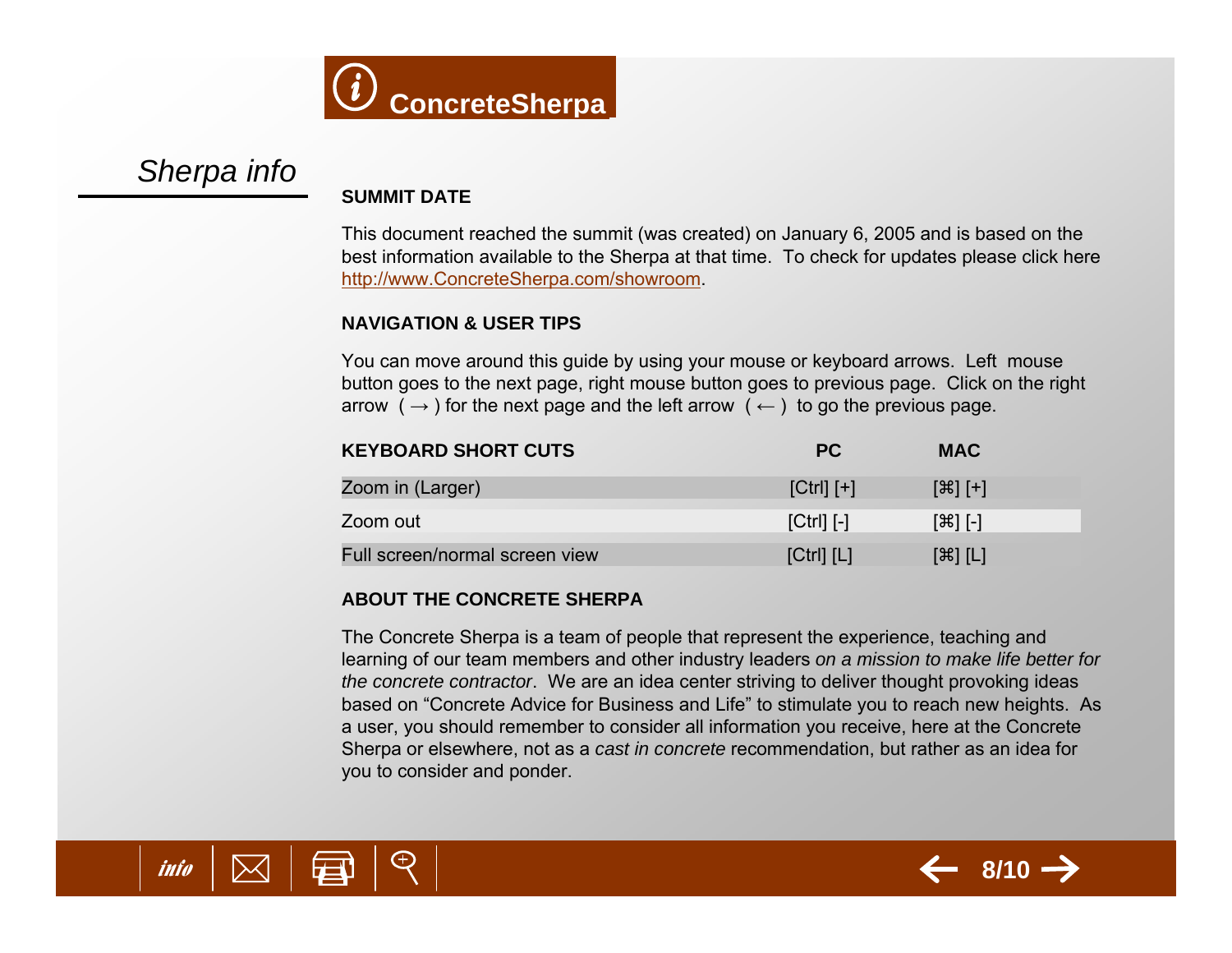ConcreteSherpa

# Sherpa info

## SUMMIT DATE

This document reached the summit (was created) on January 6, 2005 and is based on the best information available to the Sherpa at that time. To check for updates please click here http://www.ConcreteSherpa.com/showroom.

## NAVIGATION & USER TIPS

You can move around this guide by using your mouse or keyboard arrows. Left mouse button goes to the next page, right mouse button goes to previous page. Click on the right arrow ( → ) for the next page and the left arrow ( ← ) to go the previous page.

| KEYBOARD SHORT CUTS | PC | MAC |
|---|---|---|
| Zoom in (Larger) | [Ctrl] [+] | [⌘] [+] |
| Zoom out | [Ctrl] [-] | [⌘] [-] |
| Full screen/normal screen view | [Ctrl] [L] | [⌘] [L] |

## ABOUT THE CONCRETE SHERPA

The Concrete Sherpa is a team of people that represent the experience, teaching and learning of our team members and other industry leaders *on a mission to make life better for the concrete contractor*. We are an idea center striving to deliver thought provoking ideas based on "Concrete Advice for Business and Life" to stimulate you to reach new heights. As a user, you should remember to consider all information you receive, here at the Concrete Sherpa or elsewhere, not as a *cast in concrete* recommendation, but rather as an idea for you to consider and ponder.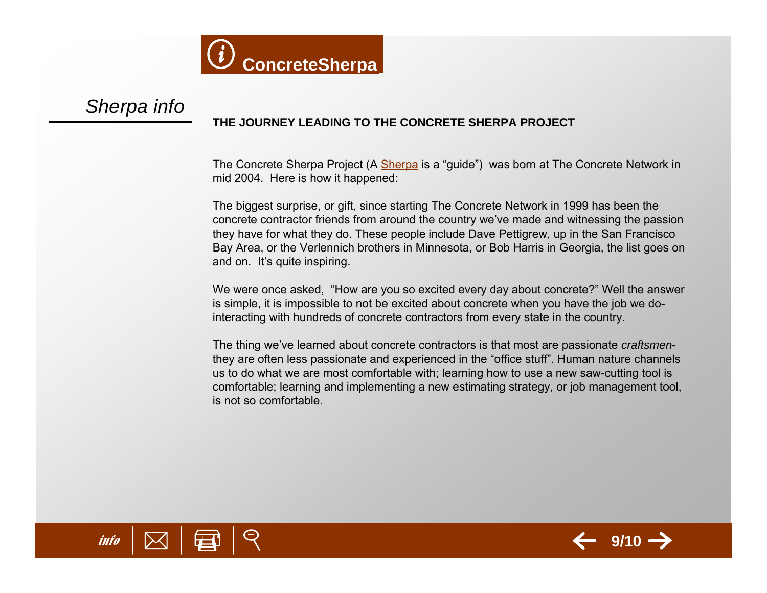# ConcreteSherpa

## *Sherpa info*

### THE JOURNEY LEADING TO THE CONCRETE SHERPA PROJECT

The Concrete Sherpa Project (A Sherpa is a “guide”) was born at The Concrete Network in mid 2004. Here is how it happened:

The biggest surprise, or gift, since starting The Concrete Network in 1999 has been the concrete contractor friends from around the country we’ve made and witnessing the passion they have for what they do. These people include Dave Pettigrew, up in the San Francisco Bay Area, or the Verlennich brothers in Minnesota, or Bob Harris in Georgia, the list goes on and on. It’s quite inspiring.

We were once asked, “How are you so excited every day about concrete?” Well the answer is simple, it is impossible to not be excited about concrete when you have the job we do- interacting with hundreds of concrete contractors from every state in the country.

The thing we’ve learned about concrete contractors is that most are passionate *craftsmen*- they are often less passionate and experienced in the “office stuff”. Human nature channels us to do what we are most comfortable with; learning how to use a new saw-cutting tool is comfortable; learning and implementing a new estimating strategy, or job management tool, is not so comfortable.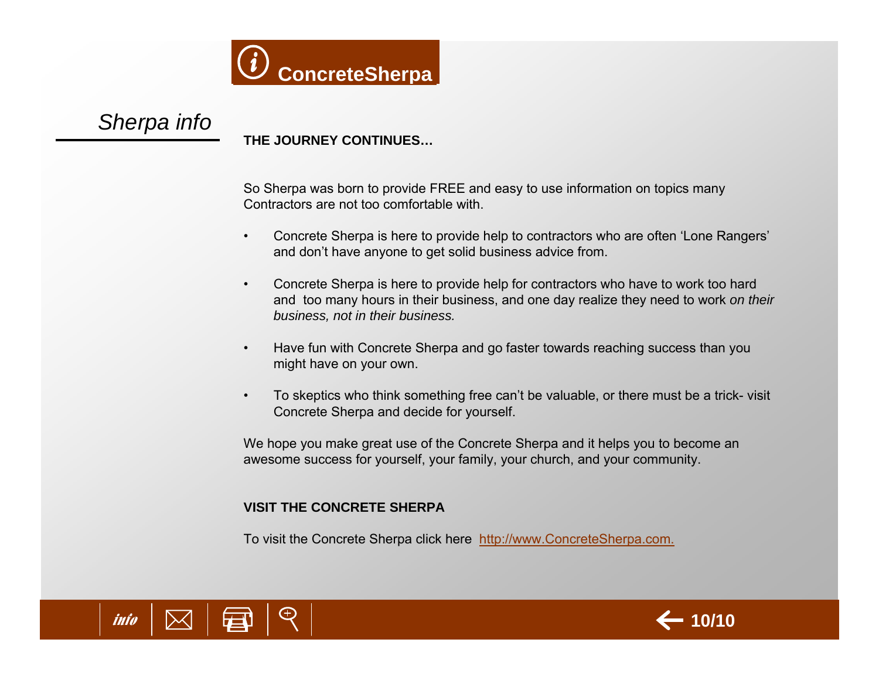# ConcreteSherpa

## *Sherpa info*

**THE JOURNEY CONTINUES…**

So Sherpa was born to provide FREE and easy to use information on topics many Contractors are not too comfortable with.

- Concrete Sherpa is here to provide help to contractors who are often 'Lone Rangers' and don't have anyone to get solid business advice from.
- Concrete Sherpa is here to provide help for contractors who have to work too hard and too many hours in their business, and one day realize they need to work *on their business, not in their business.*
- Have fun with Concrete Sherpa and go faster towards reaching success than you might have on your own.
- To skeptics who think something free can't be valuable, or there must be a trick- visit Concrete Sherpa and decide for yourself.

We hope you make great use of the Concrete Sherpa and it helps you to become an awesome success for yourself, your family, your church, and your community.

**VISIT THE CONCRETE SHERPA**

To visit the Concrete Sherpa click here [http://www.ConcreteSherpa.com.](http://www.ConcreteSherpa.com)